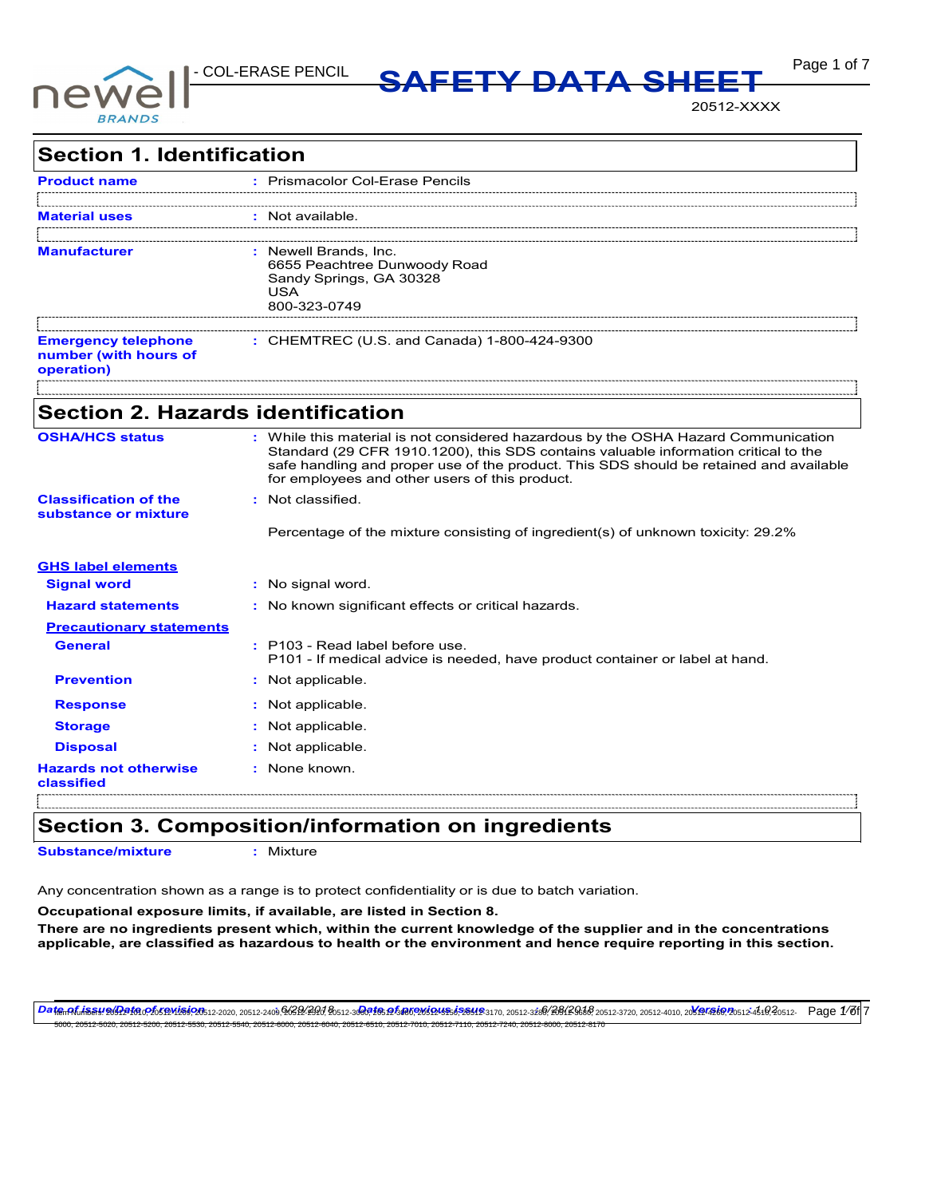- COL-ERASE PENCIL

# SAFETY DATA SHEET

20512-XXXX

## Section 1. Identification

**Product name** : Prismacolor Col-Erase Pencils

**Material uses** : Not available.

**Manufacturer** : Newell Brands, Inc.
6655 Peachtree Dunwoody Road
Sandy Springs, GA 30328
USA
800-323-0749

**Emergency telephone number (with hours of operation)** : CHEMTREC (U.S. and Canada) 1-800-424-9300

## Section 2. Hazards identification

**OSHA/HCS status** : While this material is not considered hazardous by the OSHA Hazard Communication Standard (29 CFR 1910.1200), this SDS contains valuable information critical to the safe handling and proper use of the product. This SDS should be retained and available for employees and other users of this product.

**Classification of the substance or mixture** : Not classified.

Percentage of the mixture consisting of ingredient(s) of unknown toxicity: 29.2%

**GHS label elements**

**Signal word** : No signal word.

**Hazard statements** : No known significant effects or critical hazards.

**Precautionary statements**

**General** : P103 - Read label before use.
P101 - If medical advice is needed, have product container or label at hand.

**Prevention** : Not applicable.

**Response** : Not applicable.

**Storage** : Not applicable.

**Disposal** : Not applicable.

**Hazards not otherwise classified** : None known.

## Section 3. Composition/information on ingredients

**Substance/mixture** : Mixture

Any concentration shown as a range is to protect confidentiality or is due to batch variation.

**Occupational exposure limits, if available, are listed in Section 8.**

**There are no ingredients present which, within the current knowledge of the supplier and in the concentrations applicable, are classified as hazardous to health or the environment and hence require reporting in this section.**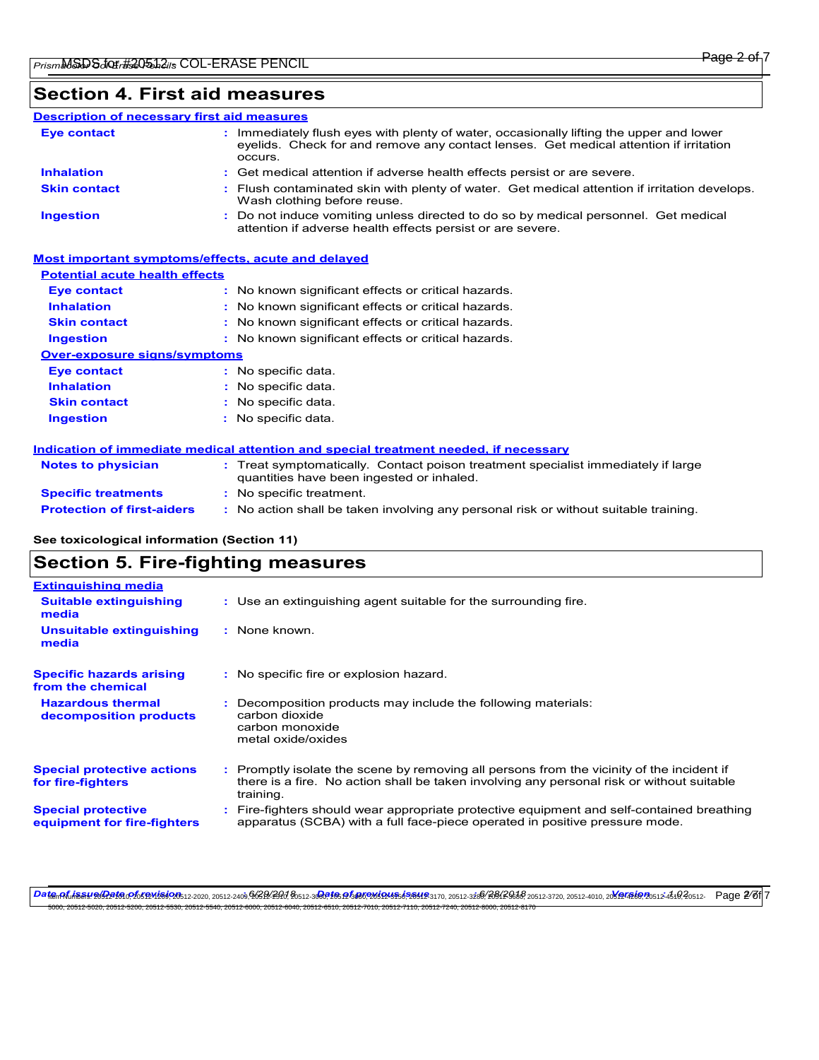## Section 4. First aid measures

### Description of necessary first aid measures

| | |
|---|---|
| **Eye contact** | Immediately flush eyes with plenty of water, occasionally lifting the upper and lower eyelids. Check for and remove any contact lenses. Get medical attention if irritation occurs. |
| **Inhalation** | Get medical attention if adverse health effects persist or are severe. |
| **Skin contact** | Flush contaminated skin with plenty of water. Get medical attention if irritation develops. Wash clothing before reuse. |
| **Ingestion** | Do not induce vomiting unless directed to do so by medical personnel. Get medical attention if adverse health effects persist or are severe. |

### Most important symptoms/effects, acute and delayed

**Potential acute health effects**

| | |
|---|---|
| **Eye contact** | No known significant effects or critical hazards. |
| **Inhalation** | No known significant effects or critical hazards. |
| **Skin contact** | No known significant effects or critical hazards. |
| **Ingestion** | No known significant effects or critical hazards. |

**Over-exposure signs/symptoms**

| | |
|---|---|
| **Eye contact** | No specific data. |
| **Inhalation** | No specific data. |
| **Skin contact** | No specific data. |
| **Ingestion** | No specific data. |

### Indication of immediate medical attention and special treatment needed, if necessary

| | |
|---|---|
| **Notes to physician** | Treat symptomatically. Contact poison treatment specialist immediately if large quantities have been ingested or inhaled. |
| **Specific treatments** | No specific treatment. |
| **Protection of first-aiders** | No action shall be taken involving any personal risk or without suitable training. |

**See toxicological information (Section 11)**

## Section 5. Fire-fighting measures

### Extinguishing media

| | |
|---|---|
| **Suitable extinguishing media** | Use an extinguishing agent suitable for the surrounding fire. |
| **Unsuitable extinguishing media** | None known. |

| | |
|---|---|
| **Specific hazards arising from the chemical** | No specific fire or explosion hazard. |
| **Hazardous thermal decomposition products** | Decomposition products may include the following materials: carbon dioxide, carbon monoxide, metal oxide/oxides |
| **Special protective actions for fire-fighters** | Promptly isolate the scene by removing all persons from the vicinity of the incident if there is a fire. No action shall be taken involving any personal risk or without suitable training. |
| **Special protective equipment for fire-fighters** | Fire-fighters should wear appropriate protective equipment and self-contained breathing apparatus (SCBA) with a full face-piece operated in positive pressure mode. |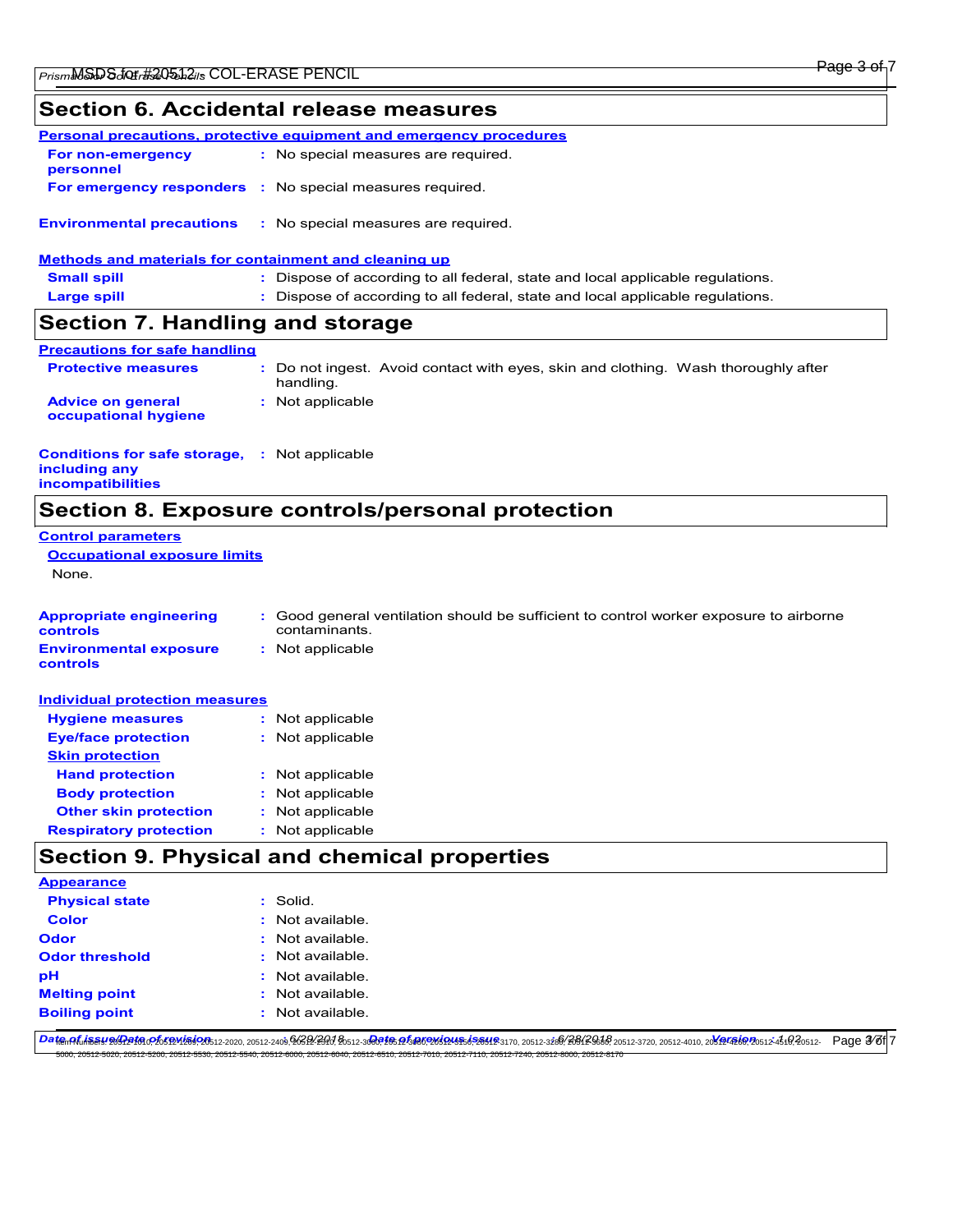## Section 6. Accidental release measures

### Personal precautions, protective equipment and emergency procedures

| | |
|---|---|
| **For non-emergency personnel** | : No special measures are required. |
| **For emergency responders** | : No special measures required. |
| **Environmental precautions** | : No special measures are required. |

### Methods and materials for containment and cleaning up

| | |
|---|---|
| **Small spill** | : Dispose of according to all federal, state and local applicable regulations. |
| **Large spill** | : Dispose of according to all federal, state and local applicable regulations. |

## Section 7. Handling and storage

### Precautions for safe handling

| | |
|---|---|
| **Protective measures** | : Do not ingest. Avoid contact with eyes, skin and clothing. Wash thoroughly after handling. |
| **Advice on general occupational hygiene** | : Not applicable |
| **Conditions for safe storage, including any incompatibilities** | : Not applicable |

## Section 8. Exposure controls/personal protection

### Control parameters

#### Occupational exposure limits

None.

| | |
|---|---|
| **Appropriate engineering controls** | : Good general ventilation should be sufficient to control worker exposure to airborne contaminants. |
| **Environmental exposure controls** | : Not applicable |

### Individual protection measures

| | |
|---|---|
| **Hygiene measures** | : Not applicable |
| **Eye/face protection** | : Not applicable |
| **Skin protection** | |
| **Hand protection** | : Not applicable |
| **Body protection** | : Not applicable |
| **Other skin protection** | : Not applicable |
| **Respiratory protection** | : Not applicable |

## Section 9. Physical and chemical properties

### Appearance

| | |
|---|---|
| **Physical state** | : Solid. |
| **Color** | : Not available. |
| **Odor** | : Not available. |
| **Odor threshold** | : Not available. |
| **pH** | : Not available. |
| **Melting point** | : Not available. |
| **Boiling point** | : Not available. |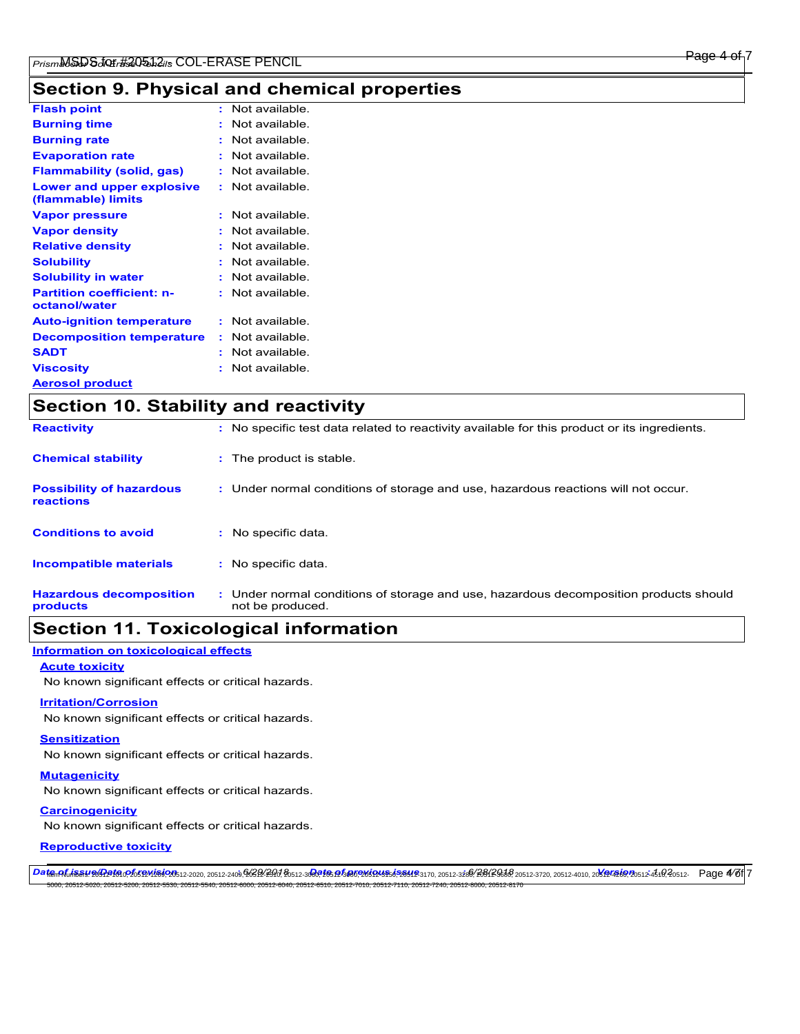## Section 9. Physical and chemical properties

| | | |
|---|---|---|
| **Flash point** | : | Not available. |
| **Burning time** | : | Not available. |
| **Burning rate** | : | Not available. |
| **Evaporation rate** | : | Not available. |
| **Flammability (solid, gas)** | : | Not available. |
| **Lower and upper explosive (flammable) limits** | : | Not available. |
| **Vapor pressure** | : | Not available. |
| **Vapor density** | : | Not available. |
| **Relative density** | : | Not available. |
| **Solubility** | : | Not available. |
| **Solubility in water** | : | Not available. |
| **Partition coefficient: n-octanol/water** | : | Not available. |
| **Auto-ignition temperature** | : | Not available. |
| **Decomposition temperature** | : | Not available. |
| **SADT** | : | Not available. |
| **Viscosity** | : | Not available. |

**Aerosol product**

## Section 10. Stability and reactivity

| | | |
|---|---|---|
| **Reactivity** | : | No specific test data related to reactivity available for this product or its ingredients. |
| **Chemical stability** | : | The product is stable. |
| **Possibility of hazardous reactions** | : | Under normal conditions of storage and use, hazardous reactions will not occur. |
| **Conditions to avoid** | : | No specific data. |
| **Incompatible materials** | : | No specific data. |
| **Hazardous decomposition products** | : | Under normal conditions of storage and use, hazardous decomposition products should not be produced. |

## Section 11. Toxicological information

**Information on toxicological effects**

**Acute toxicity**

No known significant effects or critical hazards.

**Irritation/Corrosion**

No known significant effects or critical hazards.

**Sensitization**

No known significant effects or critical hazards.

**Mutagenicity**

No known significant effects or critical hazards.

**Carcinogenicity**

No known significant effects or critical hazards.

**Reproductive toxicity**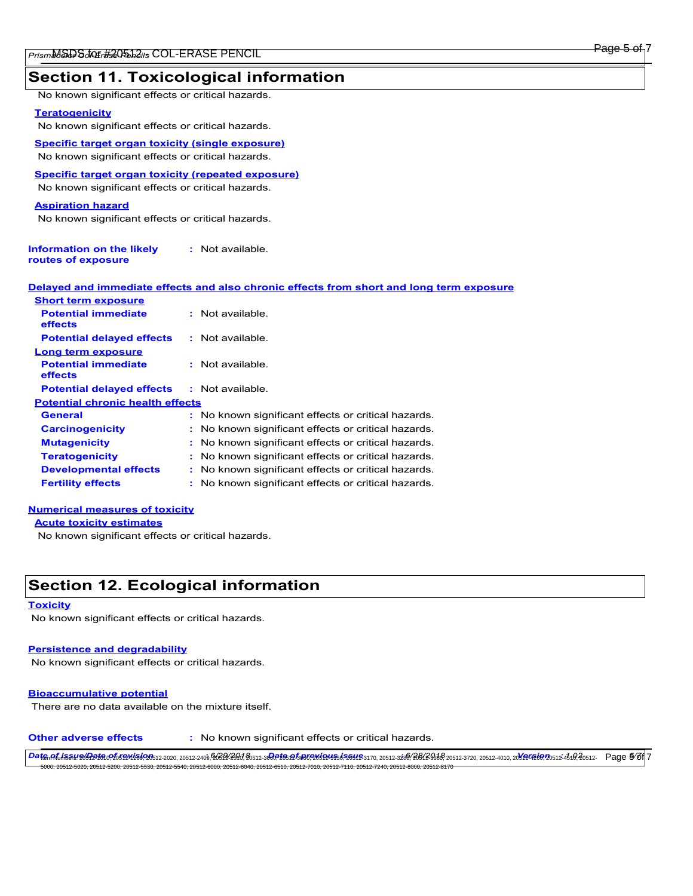## Section 11. Toxicological information

No known significant effects or critical hazards.

**Teratogenicity**

No known significant effects or critical hazards.

**Specific target organ toxicity (single exposure)**

No known significant effects or critical hazards.

**Specific target organ toxicity (repeated exposure)**

No known significant effects or critical hazards.

**Aspiration hazard**

No known significant effects or critical hazards.

**Information on the likely routes of exposure** : Not available.

**Delayed and immediate effects and also chronic effects from short and long term exposure**

**Short term exposure**

**Potential immediate effects** : Not available.

**Potential delayed effects** : Not available.

**Long term exposure**

**Potential immediate effects** : Not available.

**Potential delayed effects** : Not available.

**Potential chronic health effects**

**General** : No known significant effects or critical hazards.

**Carcinogenicity** : No known significant effects or critical hazards.

**Mutagenicity** : No known significant effects or critical hazards.

**Teratogenicity** : No known significant effects or critical hazards.

**Developmental effects** : No known significant effects or critical hazards.

**Fertility effects** : No known significant effects or critical hazards.

**Numerical measures of toxicity**

**Acute toxicity estimates**

No known significant effects or critical hazards.

## Section 12. Ecological information

**Toxicity**

No known significant effects or critical hazards.

**Persistence and degradability**

No known significant effects or critical hazards.

**Bioaccumulative potential**

There are no data available on the mixture itself.

**Other adverse effects** : No known significant effects or critical hazards.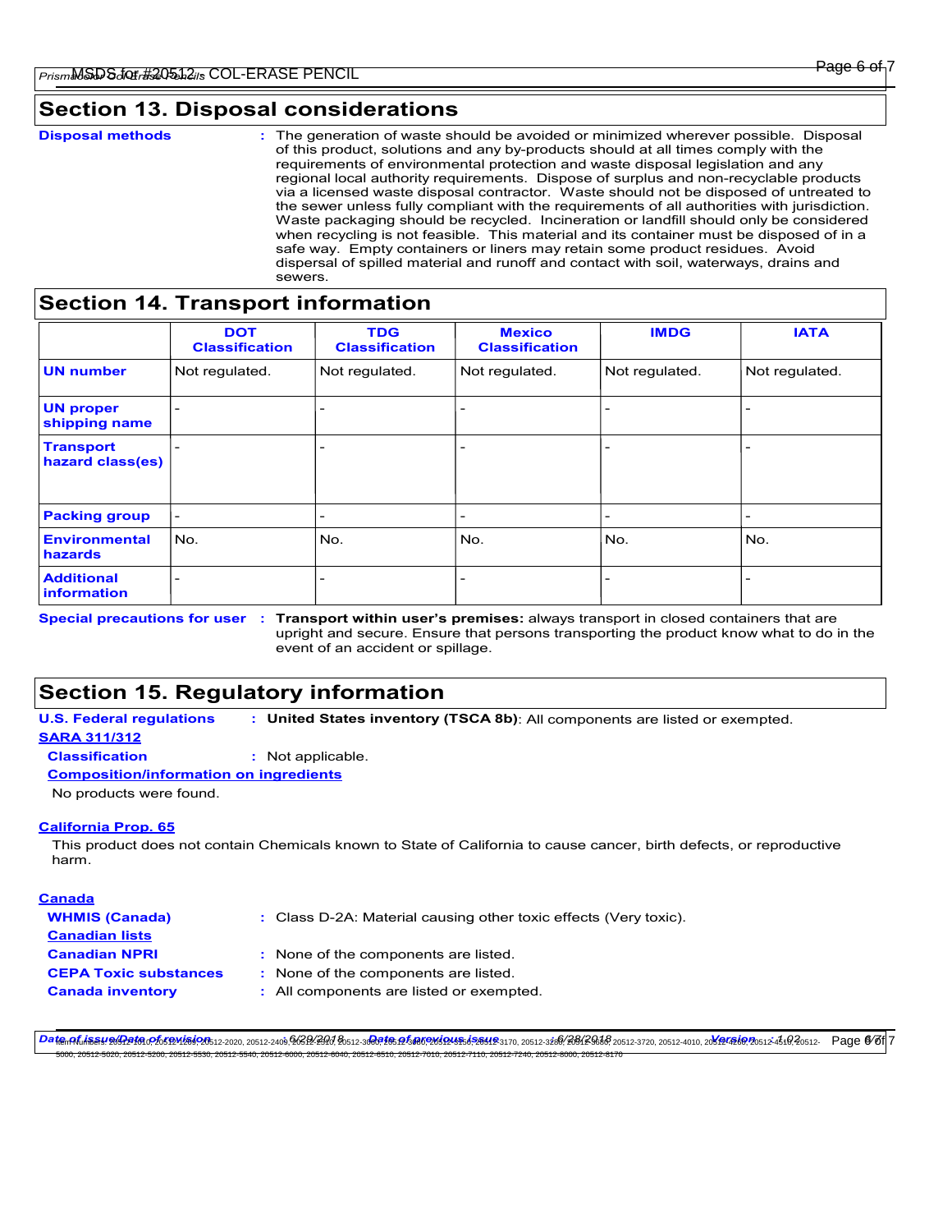## Section 13. Disposal considerations

**Disposal methods** : The generation of waste should be avoided or minimized wherever possible. Disposal of this product, solutions and any by-products should at all times comply with the requirements of environmental protection and waste disposal legislation and any regional local authority requirements. Dispose of surplus and non-recyclable products via a licensed waste disposal contractor. Waste should not be disposed of untreated to the sewer unless fully compliant with the requirements of all authorities with jurisdiction. Waste packaging should be recycled. Incineration or landfill should only be considered when recycling is not feasible. This material and its container must be disposed of in a safe way. Empty containers or liners may retain some product residues. Avoid dispersal of spilled material and runoff and contact with soil, waterways, drains and sewers.

## Section 14. Transport information

| | DOT Classification | TDG Classification | Mexico Classification | IMDG | IATA |
|---|---|---|---|---|---|
| **UN number** | Not regulated. | Not regulated. | Not regulated. | Not regulated. | Not regulated. |
| **UN proper shipping name** | - | - | - | - | - |
| **Transport hazard class(es)** | - | - | - | - | - |
| **Packing group** | - | - | - | - | - |
| **Environmental hazards** | No. | No. | No. | No. | No. |
| **Additional information** | - | - | - | - | - |

**Special precautions for user** : **Transport within user's premises:** always transport in closed containers that are upright and secure. Ensure that persons transporting the product know what to do in the event of an accident or spillage.

## Section 15. Regulatory information

**U.S. Federal regulations** : **United States inventory (TSCA 8b)**: All components are listed or exempted.

**SARA 311/312**

**Classification** : Not applicable.

**Composition/information on ingredients**

No products were found.

**California Prop. 65**

This product does not contain Chemicals known to State of California to cause cancer, birth defects, or reproductive harm.

**Canada**

**WHMIS (Canada)** : Class D-2A: Material causing other toxic effects (Very toxic).

**Canadian lists**

**Canadian NPRI** : None of the components are listed.

**CEPA Toxic substances** : None of the components are listed.

**Canada inventory** : All components are listed or exempted.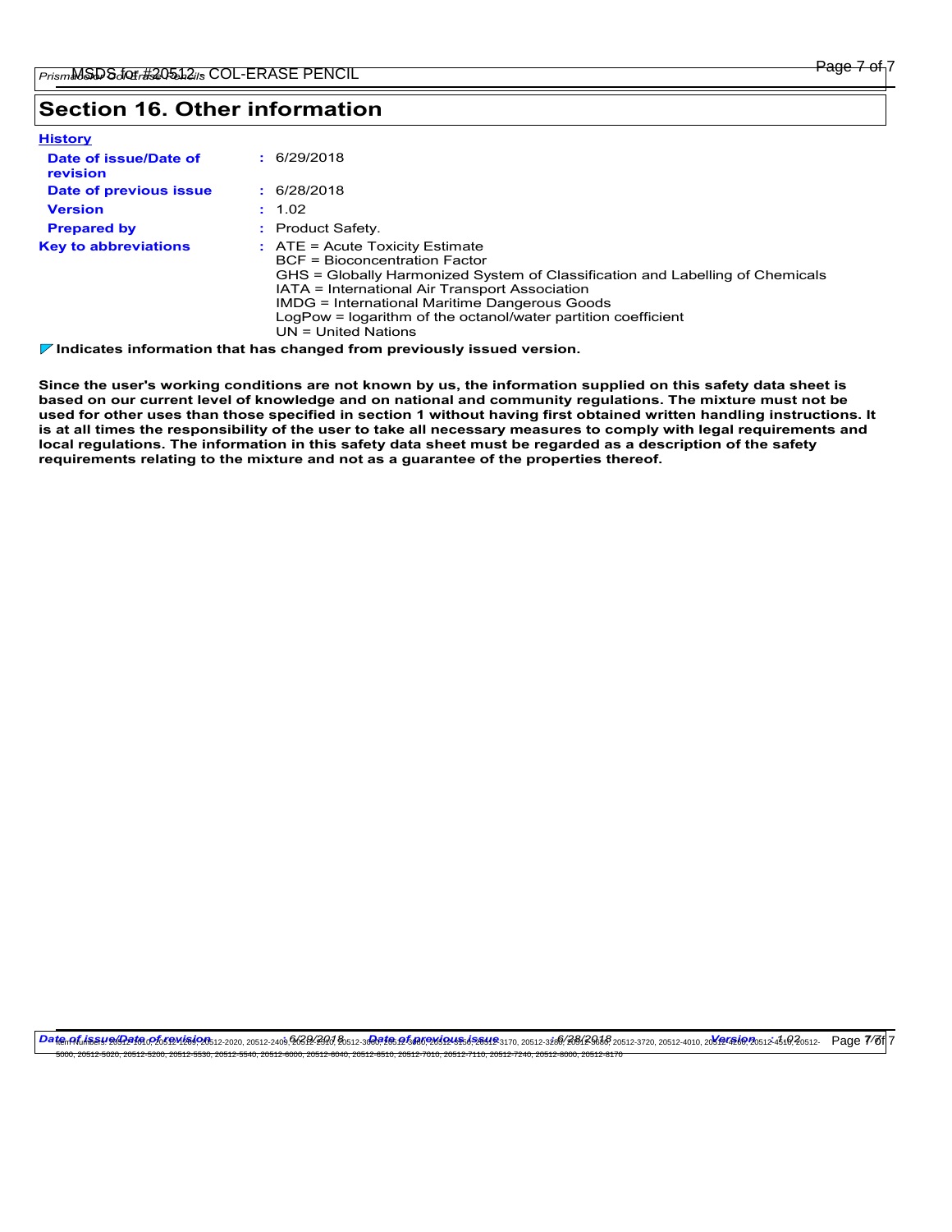## Section 16. Other information

**History**

| | | |
|---|---|---|
| **Date of issue/Date of revision** | : | 6/29/2018 |
| **Date of previous issue** | : | 6/28/2018 |
| **Version** | : | 1.02 |
| **Prepared by** | : | Product Safety. |
| **Key to abbreviations** | : | ATE = Acute Toxicity Estimate<br>BCF = Bioconcentration Factor<br>GHS = Globally Harmonized System of Classification and Labelling of Chemicals<br>IATA = International Air Transport Association<br>IMDG = International Maritime Dangerous Goods<br>LogPow = logarithm of the octanol/water partition coefficient<br>UN = United Nations |

**Indicates information that has changed from previously issued version.**

**Since the user's working conditions are not known by us, the information supplied on this safety data sheet is based on our current level of knowledge and on national and community regulations. The mixture must not be used for other uses than those specified in section 1 without having first obtained written handling instructions. It is at all times the responsibility of the user to take all necessary measures to comply with legal requirements and local regulations. The information in this safety data sheet must be regarded as a description of the safety requirements relating to the mixture and not as a guarantee of the properties thereof.**